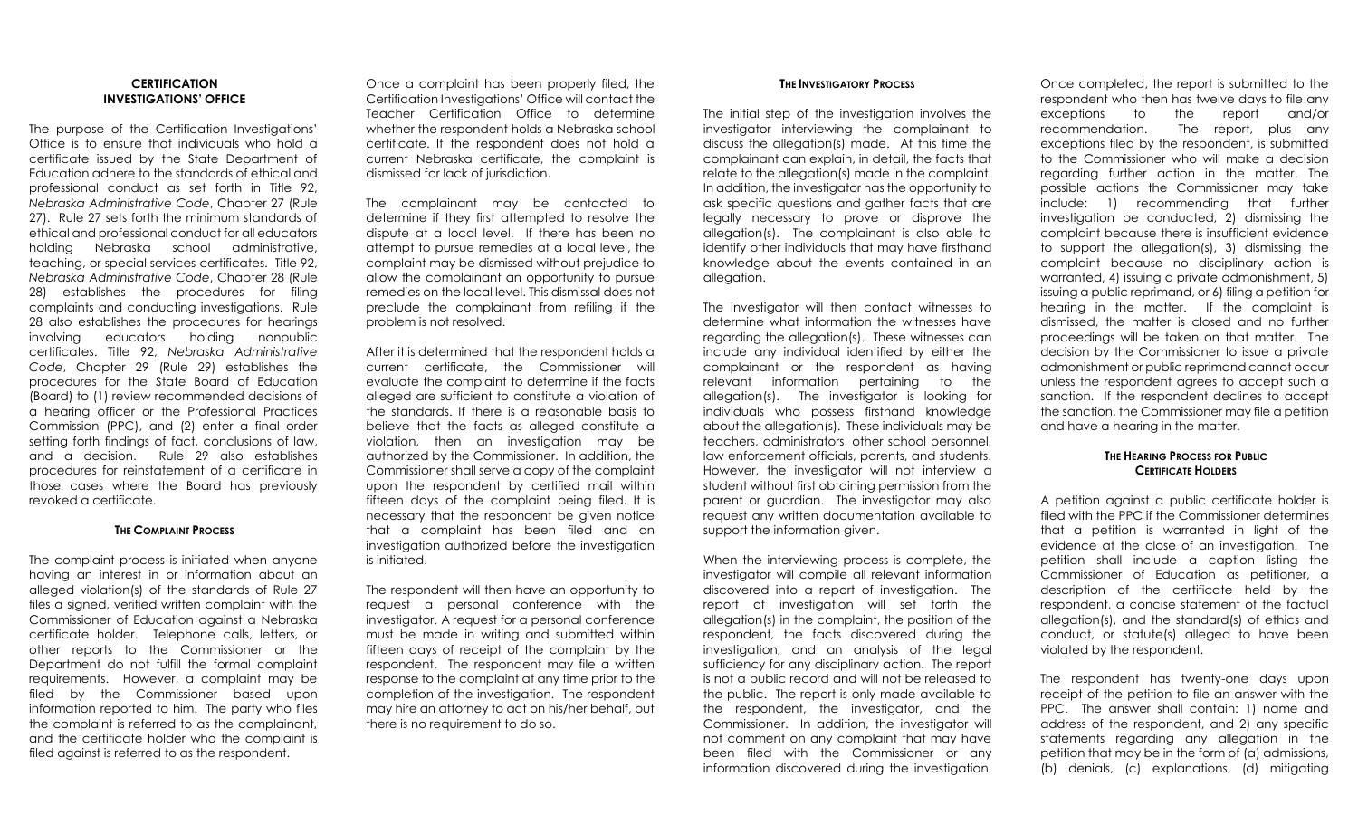## CERTIFICATION INVESTIGATIONS' OFFICE

The purpose of the Certification Investigations' Office is to ensure that individuals who hold a certificate issued by the State Department of Education adhere to the standards of ethical and professional conduct as set forth in Title 92, *Nebraska Administrative Code*, Chapter 27 (Rule 27). Rule 27 sets forth the minimum standards of ethical and professional conduct for all educators holding Nebraska school administrative, teaching, or special services certificates. Title 92, *Nebraska Administrative Code*, Chapter 28 (Rule 28) establishes the procedures for filing complaints and conducting investigations. Rule 28 also establishes the procedures for hearings involving educators holding nonpublic certificates. Title 92, *Nebraska Administrative Code*, Chapter 29 (Rule 29) establishes the procedures for the State Board of Education (Board) to (1) review recommended decisions of a hearing officer or the Professional Practices Commission (PPC), and (2) enter a final order setting forth findings of fact, conclusions of law, and a decision. Rule 29 also establishes procedures for reinstatement of a certificate in those cases where the Board has previously revoked a certificate.

### THE COMPLAINT PROCESS

The complaint process is initiated when anyone having an interest in or information about an alleged violation(s) of the standards of Rule 27 files a signed, verified written complaint with the Commissioner of Education against a Nebraska certificate holder. Telephone calls, letters, or other reports to the Commissioner or the Department do not fulfill the formal complaint requirements. However, a complaint may be filed by the Commissioner based upon information reported to him. The party who files the complaint is referred to as the complainant, and the certificate holder who the complaint is filed against is referred to as the respondent.

Once a complaint has been properly filed, the Certification Investigations' Office will contact the Teacher Certification Office to determine whether the respondent holds a Nebraska school certificate. If the respondent does not hold a current Nebraska certificate, the complaint is dismissed for lack of jurisdiction.

The complainant may be contacted to determine if they first attempted to resolve the dispute at a local level. If there has been no attempt to pursue remedies at a local level, the complaint may be dismissed without prejudice to allow the complainant an opportunity to pursue remedies on the local level. This dismissal does not preclude the complainant from refiling if the problem is not resolved.

After it is determined that the respondent holds a current certificate, the Commissioner will evaluate the complaint to determine if the facts alleged are sufficient to constitute a violation of the standards. If there is a reasonable basis to believe that the facts as alleged constitute a violation, then an investigation may be authorized by the Commissioner. In addition, the Commissioner shall serve a copy of the complaint upon the respondent by certified mail within fifteen days of the complaint being filed. It is necessary that the respondent be given notice that a complaint has been filed and an investigation authorized before the investigation is initiated.

The respondent will then have an opportunity to request a personal conference with the investigator. A request for a personal conference must be made in writing and submitted within fifteen days of receipt of the complaint by the respondent. The respondent may file a written response to the complaint at any time prior to the completion of the investigation. The respondent may hire an attorney to act on his/her behalf, but there is no requirement to do so.

### THE INVESTIGATORY PROCESS

The initial step of the investigation involves the investigator interviewing the complainant to discuss the allegation(s) made. At this time the complainant can explain, in detail, the facts that relate to the allegation(s) made in the complaint. In addition, the investigator has the opportunity to ask specific questions and gather facts that are legally necessary to prove or disprove the allegation(s). The complainant is also able to identify other individuals that may have firsthand knowledge about the events contained in an allegation.

The investigator will then contact witnesses to determine what information the witnesses have regarding the allegation(s). These witnesses can include any individual identified by either the complainant or the respondent as having relevant information pertaining to the allegation(s). The investigator is looking for individuals who possess firsthand knowledge about the allegation(s). These individuals may be teachers, administrators, other school personnel, law enforcement officials, parents, and students. However, the investigator will not interview a student without first obtaining permission from the parent or guardian. The investigator may also request any written documentation available to support the information given.

When the interviewing process is complete, the investigator will compile all relevant information discovered into a report of investigation. The report of investigation will set forth the allegation(s) in the complaint, the position of the respondent, the facts discovered during the investigation, and an analysis of the legal sufficiency for any disciplinary action. The report is not a public record and will not be released to the public. The report is only made available to the respondent, the investigator, and the Commissioner. In addition, the investigator will not comment on any complaint that may have been filed with the Commissioner or any information discovered during the investigation.

Once completed, the report is submitted to the respondent who then has twelve days to file any exceptions to the report and/or recommendation. The report, plus any exceptions filed by the respondent, is submitted to the Commissioner who will make a decision regarding further action in the matter. The possible actions the Commissioner may take include: 1) recommending that further investigation be conducted, 2) dismissing the complaint because there is insufficient evidence to support the allegation(s), 3) dismissing the complaint because no disciplinary action is warranted, 4) issuing a private admonishment, 5) issuing a public reprimand, or 6) filing a petition for hearing in the matter. If the complaint is dismissed, the matter is closed and no further proceedings will be taken on that matter. The decision by the Commissioner to issue a private admonishment or public reprimand cannot occur unless the respondent agrees to accept such a sanction. If the respondent declines to accept the sanction, the Commissioner may file a petition and have a hearing in the matter.

### THE HEARING PROCESS FOR PUBLIC CERTIFICATE HOLDERS

A petition against a public certificate holder is filed with the PPC if the Commissioner determines that a petition is warranted in light of the evidence at the close of an investigation. The petition shall include a caption listing the Commissioner of Education as petitioner, a description of the certificate held by the respondent, a concise statement of the factual allegation(s), and the standard(s) of ethics and conduct, or statute(s) alleged to have been violated by the respondent.

The respondent has twenty-one days upon receipt of the petition to file an answer with the PPC. The answer shall contain: 1) name and address of the respondent, and 2) any specific statements regarding any allegation in the petition that may be in the form of (a) admissions, (b) denials, (c) explanations, (d) mitigating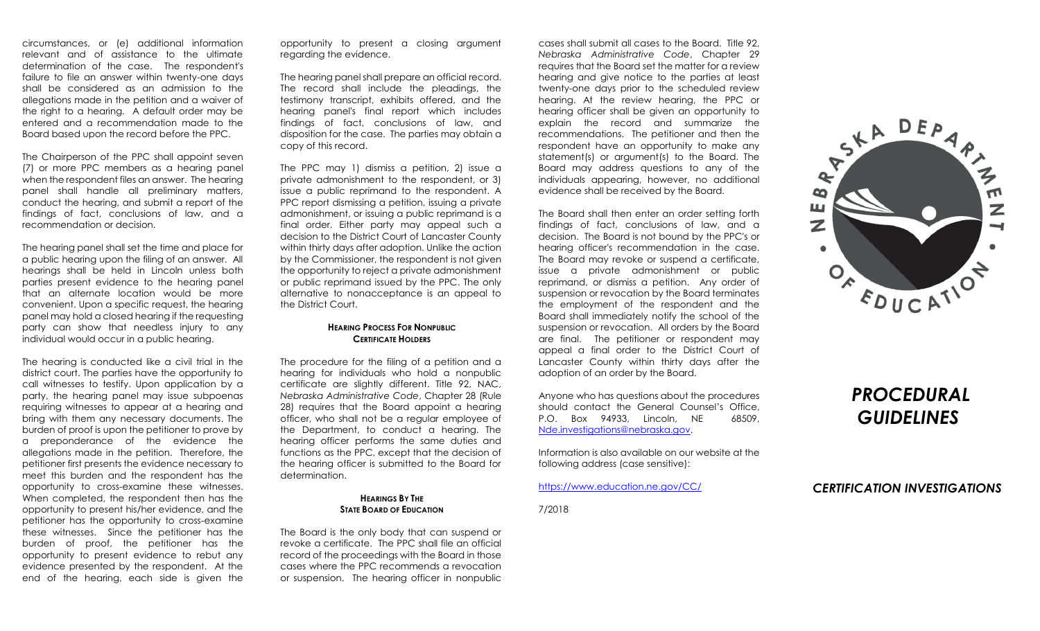circumstances, or (e) additional information relevant and of assistance to the ultimate determination of the case. The respondent's failure to file an answer within twenty-one days shall be considered as an admission to the allegations made in the petition and a waiver of the right to a hearing. A default order may be entered and a recommendation made to the Board based upon the record before the PPC.

The Chairperson of the PPC shall appoint seven (7) or more PPC members as a hearing panel when the respondent files an answer. The hearing panel shall handle all preliminary matters, conduct the hearing, and submit a report of the findings of fact, conclusions of law, and a recommendation or decision.

The hearing panel shall set the time and place for a public hearing upon the filing of an answer. All hearings shall be held in Lincoln unless both parties present evidence to the hearing panel that an alternate location would be more convenient. Upon a specific request, the hearing panel may hold a closed hearing if the requesting party can show that needless injury to any individual would occur in a public hearing.

The hearing is conducted like a civil trial in the district court. The parties have the opportunity to call witnesses to testify. Upon application by a party, the hearing panel may issue subpoenas requiring witnesses to appear at a hearing and bring with them any necessary documents. The burden of proof is upon the petitioner to prove by a preponderance of the evidence the allegations made in the petition. Therefore, the petitioner first presents the evidence necessary to meet this burden and the respondent has the opportunity to cross-examine these witnesses. When completed, the respondent then has the opportunity to present his/her evidence, and the petitioner has the opportunity to cross-examine these witnesses. Since the petitioner has the burden of proof, the petitioner has the opportunity to present evidence to rebut any evidence presented by the respondent. At the end of the hearing, each side is given the opportunity to present a closing argument regarding the evidence.

The hearing panel shall prepare an official record. The record shall include the pleadings, the testimony transcript, exhibits offered, and the hearing panel's final report which includes findings of fact, conclusions of law, and disposition for the case. The parties may obtain a copy of this record.

The PPC may 1) dismiss a petition, 2) issue a private admonishment to the respondent, or 3) issue a public reprimand to the respondent. A PPC report dismissing a petition, issuing a private admonishment, or issuing a public reprimand is a final order. Either party may appeal such a decision to the District Court of Lancaster County within thirty days after adoption. Unlike the action by the Commissioner, the respondent is not given the opportunity to reject a private admonishment or public reprimand issued by the PPC. The only alternative to nonacceptance is an appeal to the District Court.

#### Hearing Process For Nonpublic Certificate Holders

The procedure for the filing of a petition and a hearing for individuals who hold a nonpublic certificate are slightly different. Title 92, NAC, *Nebraska Administrative Code*, Chapter 28 (Rule 28) requires that the Board appoint a hearing officer, who shall not be a regular employee of the Department, to conduct a hearing. The hearing officer performs the same duties and functions as the PPC, except that the decision of the hearing officer is submitted to the Board for determination.

#### Hearings By The State Board Of Education

The Board is the only body that can suspend or revoke a certificate. The PPC shall file an official record of the proceedings with the Board in those cases where the PPC recommends a revocation or suspension. The hearing officer in nonpublic cases shall submit all cases to the Board. Title 92, *Nebraska Administrative Code*, Chapter 29 requires that the Board set the matter for a review hearing and give notice to the parties at least twenty-one days prior to the scheduled review hearing. At the review hearing, the PPC or hearing officer shall be given an opportunity to explain the record and summarize the recommendations. The petitioner and then the respondent have an opportunity to make any statement(s) or argument(s) to the Board. The Board may address questions to any of the individuals appearing, however, no additional evidence shall be received by the Board.

The Board shall then enter an order setting forth findings of fact, conclusions of law, and a decision. The Board is not bound by the PPC's or hearing officer's recommendation in the case. The Board may revoke or suspend a certificate, issue a private admonishment or public reprimand, or dismiss a petition. Any order of suspension or revocation by the Board terminates the employment of the respondent and the Board shall immediately notify the school of the suspension or revocation. All orders by the Board are final. The petitioner or respondent may appeal a final order to the District Court of Lancaster County within thirty days after the adoption of an order by the Board.

Anyone who has questions about the procedures should contact the General Counsel's Office, P.O. Box 94933, Lincoln, NE 68509, Nde.investigations@nebraska.gov.

Information is also available on our website at the following address (case sensitive):

https://www.education.ne.gov/CC/

7/2018

NEBRASKA DEPARTMENT OF EDUCATION

# *PROCEDURAL GUIDELINES*

## *CERTIFICATION INVESTIGATIONS*